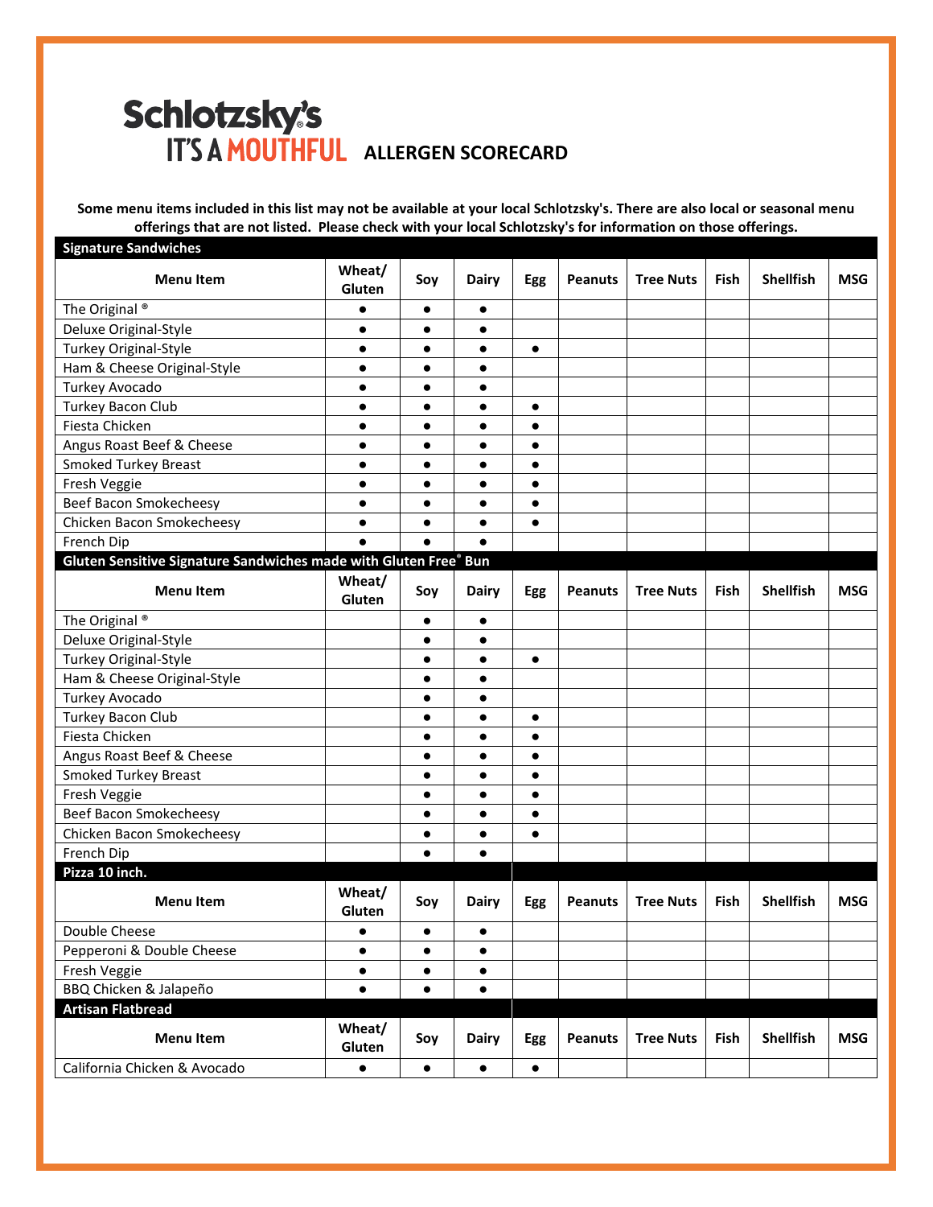# Schlotzsky's IT'S A MOUTHFUL ALLERGEN SCORECARD

**Some menu items included in this list may not be available at your local Schlotzsky's. There are also local or seasonal menu offerings that are not listed. Please check with your local Schlotzsky's for information on those offerings.**

## Signature Sandwiches

| Menu Item | Wheat/ Gluten | Soy | Dairy | Egg | Peanuts | Tree Nuts | Fish | Shellfish | MSG |
|---|---|---|---|---|---|---|---|---|---|
| The Original ® | ● | ● | ● | | | | | | |
| Deluxe Original-Style | ● | ● | ● | | | | | | |
| Turkey Original-Style | ● | ● | ● | ● | | | | | |
| Ham & Cheese Original-Style | ● | ● | ● | | | | | | |
| Turkey Avocado | ● | ● | ● | | | | | | |
| Turkey Bacon Club | ● | ● | ● | ● | | | | | |
| Fiesta Chicken | ● | ● | ● | ● | | | | | |
| Angus Roast Beef & Cheese | ● | ● | ● | ● | | | | | |
| Smoked Turkey Breast | ● | ● | ● | ● | | | | | |
| Fresh Veggie | ● | ● | ● | ● | | | | | |
| Beef Bacon Smokecheesy | ● | ● | ● | ● | | | | | |
| Chicken Bacon Smokecheesy | ● | ● | ● | ● | | | | | |
| French Dip | ● | ● | ● | | | | | | |

## Gluten Sensitive Signature Sandwiches made with Gluten Free® Bun

| Menu Item | Wheat/ Gluten | Soy | Dairy | Egg | Peanuts | Tree Nuts | Fish | Shellfish | MSG |
|---|---|---|---|---|---|---|---|---|---|
| The Original ® | | ● | ● | | | | | | |
| Deluxe Original-Style | | ● | ● | | | | | | |
| Turkey Original-Style | | ● | ● | ● | | | | | |
| Ham & Cheese Original-Style | | ● | ● | | | | | | |
| Turkey Avocado | | ● | ● | | | | | | |
| Turkey Bacon Club | | ● | ● | ● | | | | | |
| Fiesta Chicken | | ● | ● | ● | | | | | |
| Angus Roast Beef & Cheese | | ● | ● | ● | | | | | |
| Smoked Turkey Breast | | ● | ● | ● | | | | | |
| Fresh Veggie | | ● | ● | ● | | | | | |
| Beef Bacon Smokecheesy | | ● | ● | ● | | | | | |
| Chicken Bacon Smokecheesy | | ● | ● | ● | | | | | |
| French Dip | | ● | ● | | | | | | |

## Pizza 10 inch.

| Menu Item | Wheat/ Gluten | Soy | Dairy | Egg | Peanuts | Tree Nuts | Fish | Shellfish | MSG |
|---|---|---|---|---|---|---|---|---|---|
| Double Cheese | ● | ● | ● | | | | | | |
| Pepperoni & Double Cheese | ● | ● | ● | | | | | | |
| Fresh Veggie | ● | ● | ● | | | | | | |
| BBQ Chicken & Jalapeño | ● | ● | ● | | | | | | |

## Artisan Flatbread

| Menu Item | Wheat/ Gluten | Soy | Dairy | Egg | Peanuts | Tree Nuts | Fish | Shellfish | MSG |
|---|---|---|---|---|---|---|---|---|---|
| California Chicken & Avocado | ● | ● | ● | ● | | | | | |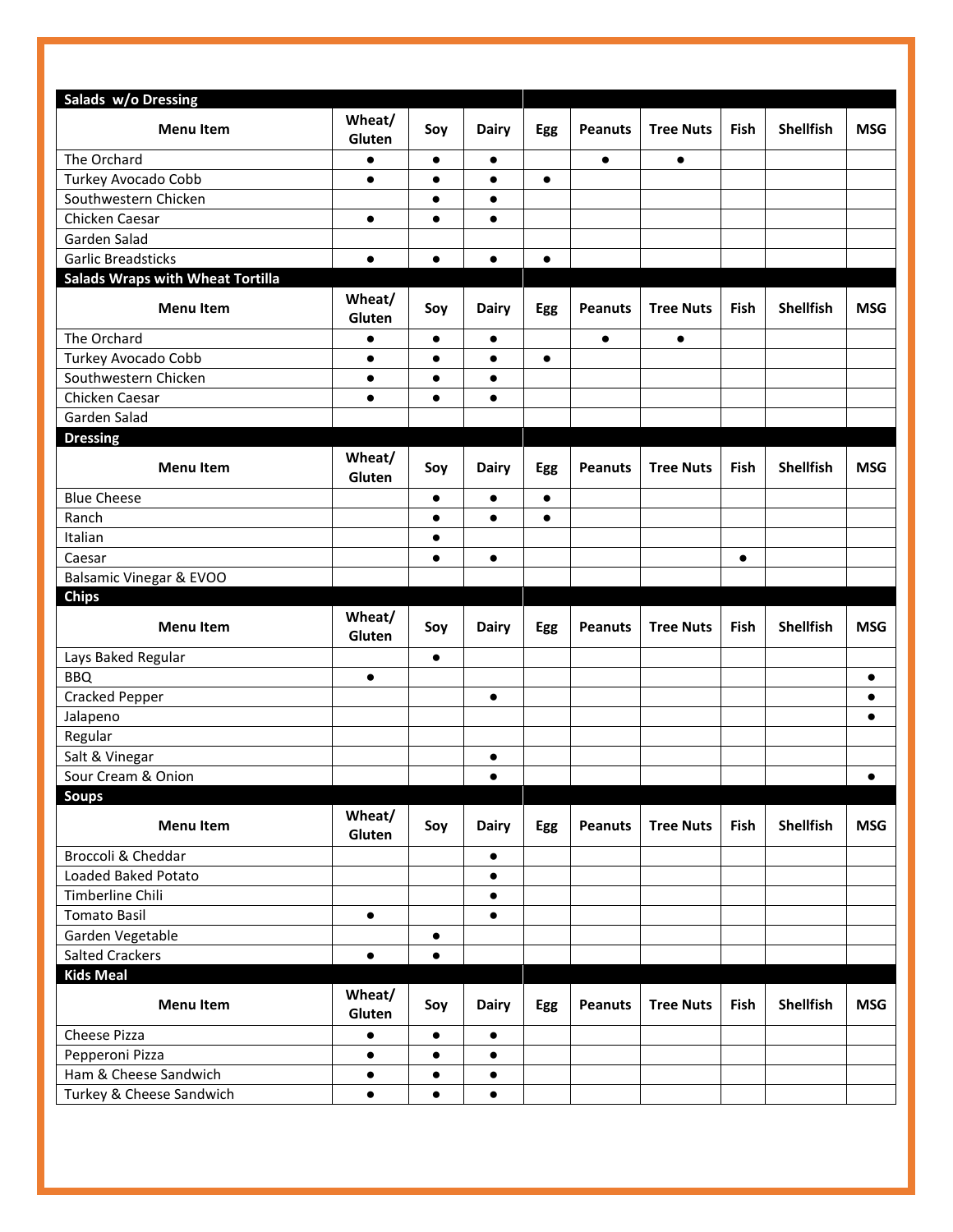## Salads w/o Dressing

| Menu Item | Wheat/ Gluten | Soy | Dairy | Egg | Peanuts | Tree Nuts | Fish | Shellfish | MSG |
|---|---|---|---|---|---|---|---|---|---|
| The Orchard | ● | ● | ● | | ● | ● | | | |
| Turkey Avocado Cobb | ● | ● | ● | ● | | | | | |
| Southwestern Chicken | | ● | ● | | | | | | |
| Chicken Caesar | ● | ● | ● | | | | | | |
| Garden Salad | | | | | | | | | |
| Garlic Breadsticks | ● | ● | ● | ● | | | | | |

## Salads Wraps with Wheat Tortilla

| Menu Item | Wheat/ Gluten | Soy | Dairy | Egg | Peanuts | Tree Nuts | Fish | Shellfish | MSG |
|---|---|---|---|---|---|---|---|---|---|
| The Orchard | ● | ● | ● | | ● | ● | | | |
| Turkey Avocado Cobb | ● | ● | ● | ● | | | | | |
| Southwestern Chicken | ● | ● | ● | | | | | | |
| Chicken Caesar | ● | ● | ● | | | | | | |
| Garden Salad | | | | | | | | | |

## Dressing

| Menu Item | Wheat/ Gluten | Soy | Dairy | Egg | Peanuts | Tree Nuts | Fish | Shellfish | MSG |
|---|---|---|---|---|---|---|---|---|---|
| Blue Cheese | | ● | ● | ● | | | | | |
| Ranch | | ● | ● | ● | | | | | |
| Italian | | ● | | | | | | | |
| Caesar | | ● | ● | | | | ● | | |
| Balsamic Vinegar & EVOO | | | | | | | | | |

## Chips

| Menu Item | Wheat/ Gluten | Soy | Dairy | Egg | Peanuts | Tree Nuts | Fish | Shellfish | MSG |
|---|---|---|---|---|---|---|---|---|---|
| Lays Baked Regular | | ● | | | | | | | |
| BBQ | ● | | | | | | | | ● |
| Cracked Pepper | | | ● | | | | | | ● |
| Jalapeno | | | | | | | | | ● |
| Regular | | | | | | | | | |
| Salt & Vinegar | | | ● | | | | | | |
| Sour Cream & Onion | | | ● | | | | | | ● |

## Soups

| Menu Item | Wheat/ Gluten | Soy | Dairy | Egg | Peanuts | Tree Nuts | Fish | Shellfish | MSG |
|---|---|---|---|---|---|---|---|---|---|
| Broccoli & Cheddar | | | ● | | | | | | |
| Loaded Baked Potato | | | ● | | | | | | |
| Timberline Chili | | | ● | | | | | | |
| Tomato Basil | ● | | ● | | | | | | |
| Garden Vegetable | | ● | | | | | | | |
| Salted Crackers | ● | ● | | | | | | | |

## Kids Meal

| Menu Item | Wheat/ Gluten | Soy | Dairy | Egg | Peanuts | Tree Nuts | Fish | Shellfish | MSG |
|---|---|---|---|---|---|---|---|---|---|
| Cheese Pizza | ● | ● | ● | | | | | | |
| Pepperoni Pizza | ● | ● | ● | | | | | | |
| Ham & Cheese Sandwich | ● | ● | ● | | | | | | |
| Turkey & Cheese Sandwich | ● | ● | ● | | | | | | |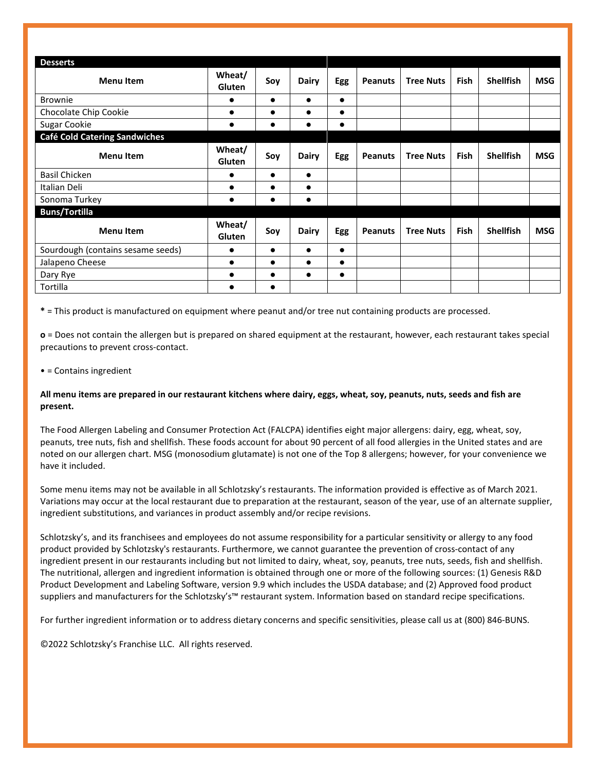| Desserts | | | | | | | | | |
|---|---|---|---|---|---|---|---|---|---|
| **Menu Item** | **Wheat/ Gluten** | **Soy** | **Dairy** | **Egg** | **Peanuts** | **Tree Nuts** | **Fish** | **Shellfish** | **MSG** |
| Brownie | ● | ● | ● | ● | | | | | |
| Chocolate Chip Cookie | ● | ● | ● | ● | | | | | |
| Sugar Cookie | ● | ● | ● | ● | | | | | |
| **Café Cold Catering Sandwiches** | | | | | | | | | |
| **Menu Item** | **Wheat/ Gluten** | **Soy** | **Dairy** | **Egg** | **Peanuts** | **Tree Nuts** | **Fish** | **Shellfish** | **MSG** |
| Basil Chicken | ● | ● | ● | | | | | | |
| Italian Deli | ● | ● | ● | | | | | | |
| Sonoma Turkey | ● | ● | ● | | | | | | |
| **Buns/Tortilla** | | | | | | | | | |
| **Menu Item** | **Wheat/ Gluten** | **Soy** | **Dairy** | **Egg** | **Peanuts** | **Tree Nuts** | **Fish** | **Shellfish** | **MSG** |
| Sourdough (contains sesame seeds) | ● | ● | ● | ● | | | | | |
| Jalapeno Cheese | ● | ● | ● | ● | | | | | |
| Dary Rye | ● | ● | ● | ● | | | | | |
| Tortilla | ● | ● | | | | | | | |

**\*** = This product is manufactured on equipment where peanut and/or tree nut containing products are processed.

**o** = Does not contain the allergen but is prepared on shared equipment at the restaurant, however, each restaurant takes special precautions to prevent cross-contact.

• = Contains ingredient

**All menu items are prepared in our restaurant kitchens where dairy, eggs, wheat, soy, peanuts, nuts, seeds and fish are present.**

The Food Allergen Labeling and Consumer Protection Act (FALCPA) identifies eight major allergens: dairy, egg, wheat, soy, peanuts, tree nuts, fish and shellfish. These foods account for about 90 percent of all food allergies in the United states and are noted on our allergen chart. MSG (monosodium glutamate) is not one of the Top 8 allergens; however, for your convenience we have it included.

Some menu items may not be available in all Schlotzsky's restaurants. The information provided is effective as of March 2021. Variations may occur at the local restaurant due to preparation at the restaurant, season of the year, use of an alternate supplier, ingredient substitutions, and variances in product assembly and/or recipe revisions.

Schlotzsky's, and its franchisees and employees do not assume responsibility for a particular sensitivity or allergy to any food product provided by Schlotzsky's restaurants. Furthermore, we cannot guarantee the prevention of cross-contact of any ingredient present in our restaurants including but not limited to dairy, wheat, soy, peanuts, tree nuts, seeds, fish and shellfish. The nutritional, allergen and ingredient information is obtained through one or more of the following sources: (1) Genesis R&D Product Development and Labeling Software, version 9.9 which includes the USDA database; and (2) Approved food product suppliers and manufacturers for the Schlotzsky's™ restaurant system. Information based on standard recipe specifications.

For further ingredient information or to address dietary concerns and specific sensitivities, please call us at (800) 846-BUNS.

©2022 Schlotzsky's Franchise LLC. All rights reserved.